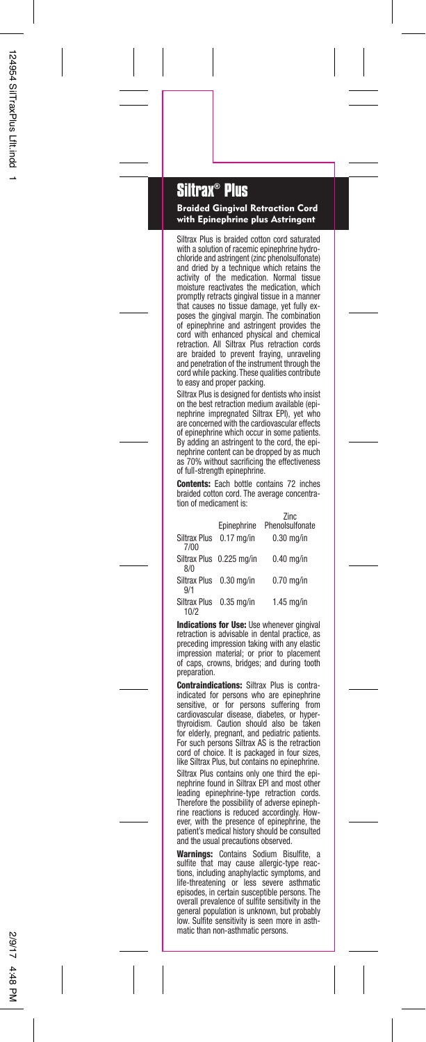# Siltrax® Plus

**Braided Gingival Retraction Cord with Epinephrine plus Astringent**

Siltrax Plus is braided cotton cord saturated with a solution of racemic epinephrine hydrochloride and astringent (zinc phenolsulfonate) and dried by a technique which retains the activity of the medication. Normal tissue moisture reactivates the medication, which promptly retracts gingival tissue in a manner that causes no tissue damage, yet fully exposes the gingival margin. The combination of epinephrine and astringent provides the cord with enhanced physical and chemical retraction. All Siltrax Plus retraction cords are braided to prevent fraying, unraveling and penetration of the instrument through the cord while packing. These qualities contribute to easy and proper packing.

Siltrax Plus is designed for dentists who insist on the best retraction medium available (epinephrine impregnated Siltrax EPI), yet who are concerned with the cardiovascular effects of epinephrine which occur in some patients. By adding an astringent to the cord, the epinephrine content can be dropped by as much as 70% without sacrificing the effectiveness of full-strength epinephrine.

**Contents:** Each bottle contains 72 inches braided cotton cord. The average concentration of medicament is:

| | Epinephrine | Zinc Phenolsulfonate |
|---|---|---|
| Siltrax Plus 7/00 | 0.17 mg/in | 0.30 mg/in |
| Siltrax Plus 8/0 | 0.225 mg/in | 0.40 mg/in |
| Siltrax Plus 9/1 | 0.30 mg/in | 0.70 mg/in |
| Siltrax Plus 10/2 | 0.35 mg/in | 1.45 mg/in |

**Indications for Use:** Use whenever gingival retraction is advisable in dental practice, as preceding impression taking with any elastic impression material; or prior to placement of caps, crowns, bridges; and during tooth preparation.

**Contraindications:** Siltrax Plus is contraindicated for persons who are epinephrine sensitive, or for persons suffering from cardiovascular disease, diabetes, or hyperthyroidism. Caution should also be taken for elderly, pregnant, and pediatric patients. For such persons Siltrax AS is the retraction cord of choice. It is packaged in four sizes, like Siltrax Plus, but contains no epinephrine.

Siltrax Plus contains only one third the epinephrine found in Siltrax EPI and most other leading epinephrine-type retraction cords. Therefore the possibility of adverse epinephrine reactions is reduced accordingly. However, with the presence of epinephrine, the patient's medical history should be consulted and the usual precautions observed.

**Warnings:** Contains Sodium Bisulfite, a sulfite that may cause allergic-type reactions, including anaphylactic symptoms, and life-threatening or less severe asthmatic episodes, in certain susceptible persons. The overall prevalence of sulfite sensitivity in the general population is unknown, but probably low. Sulfite sensitivity is seen more in asthmatic than non-asthmatic persons.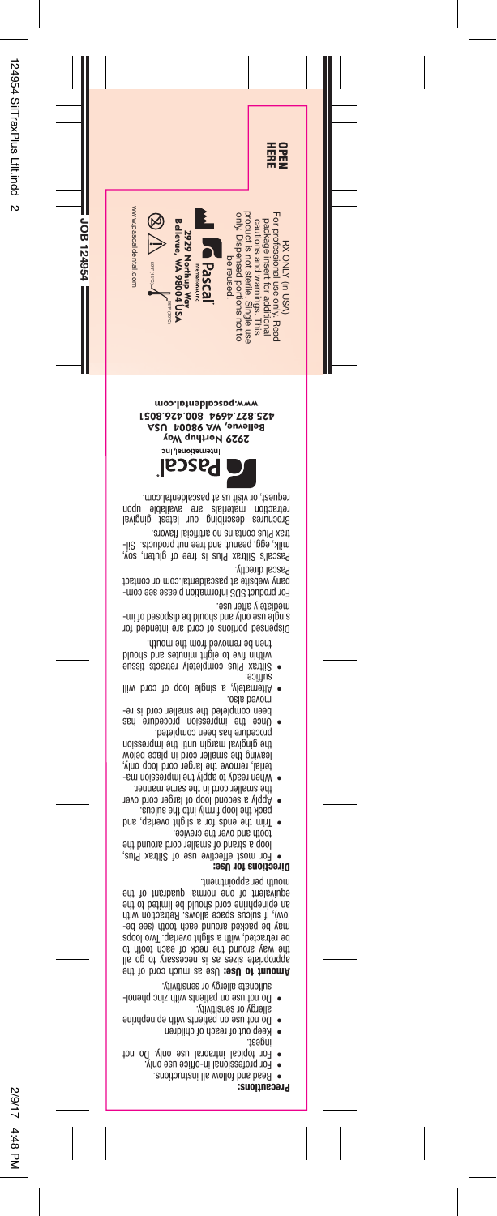OPEN HERE

RX ONLY (in USA)
For professional use only. Read package insert for additional cautions and warnings. This product is not sterile. Single use only. Dispensed portions not to be reused.

Pascal International, Inc.
2929 Northup Way
Bellevue, WA 98004 USA

www.pascaldental.com

JOB 124954

**Precautions:**

- Read and follow all instructions.
- For professional in-office use only.
- For topical intraoral use only. Do not ingest.
- Keep out of reach of children
- Do not use on patients with epinephrine allergy or sensitivity.
- Do not use on patients with zinc phenolsulfonate allergy or sensitivity.

**Amount to Use:** Use as much cord of the appropriate sizes as is necessary to go all the way around the neck of each tooth to be retracted, with a slight overlap. Two loops may be packed around each tooth (see below), if sulcus space allows. Retraction with an epinephrine cord should be limited to the equivalent of one normal quadrant of the mouth per appointment.

**Directions for Use:**

- For most effective use of Siltrax Plus, loop a strand of smaller cord around the tooth and over the crevice.
- Trim the ends for a slight overlap, and pack the loop firmly into the sulcus.
- Apply a second loop of larger cord over the smaller cord in the same manner.
- When ready to apply the impression material, remove the larger cord loop only, leaving the smaller cord in place below the gingival margin until the impression procedure has been completed.
- Once the impression procedure has been completed the smaller cord is removed also.
- Alternately, a single loop of cord will suffice.
- Siltrax Plus completely retracts tissue within five to eight minutes and should then be removed from the mouth.

Dispensed portions of cord are intended for single use only and should be disposed of immediately after use.

For product SDS information please see company website at pascaldental.com or contact Pascal directly.

Pascal's Siltrax Plus is free of gluten, soy, milk, egg, peanut, and tree nut products. Siltrax Plus contains no artificial flavors.

Brochures describing our latest gingival retraction materials are available upon request, or visit us at pascaldental.com.

Pascal® International, Inc.
2929 Northup Way
Bellevue, WA 98004 USA
425.827.4694 800.426.8051
www.pascaldental.com